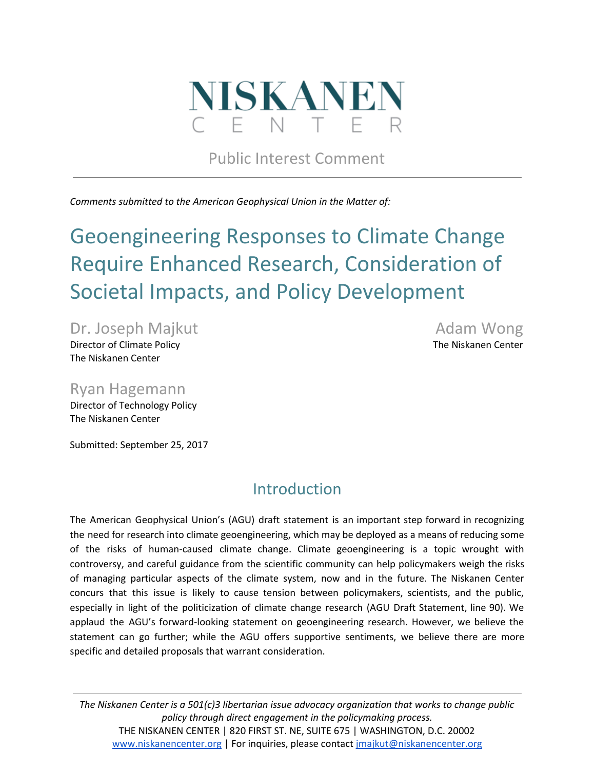# NISKANEN CENTER

Public Interest Comment

*Comments submitted to the American Geophysical Union in the Matter of:*

# Geoengineering Responses to Climate Change Require Enhanced Research, Consideration of Societal Impacts, and Policy Development

Dr. Joseph Majkut
Director of Climate Policy
The Niskanen Center

Adam Wong
The Niskanen Center

Ryan Hagemann
Director of Technology Policy
The Niskanen Center

Submitted: September 25, 2017

## Introduction

The American Geophysical Union's (AGU) draft statement is an important step forward in recognizing the need for research into climate geoengineering, which may be deployed as a means of reducing some of the risks of human-caused climate change. Climate geoengineering is a topic wrought with controversy, and careful guidance from the scientific community can help policymakers weigh the risks of managing particular aspects of the climate system, now and in the future. The Niskanen Center concurs that this issue is likely to cause tension between policymakers, scientists, and the public, especially in light of the politicization of climate change research (AGU Draft Statement, line 90). We applaud the AGU's forward-looking statement on geoengineering research. However, we believe the statement can go further; while the AGU offers supportive sentiments, we believe there are more specific and detailed proposals that warrant consideration.

*The Niskanen Center is a 501(c)3 libertarian issue advocacy organization that works to change public policy through direct engagement in the policymaking process.*
THE NISKANEN CENTER | 820 FIRST ST. NE, SUITE 675 | WASHINGTON, D.C. 20002
www.niskanencenter.org | For inquiries, please contact jmajkut@niskanencenter.org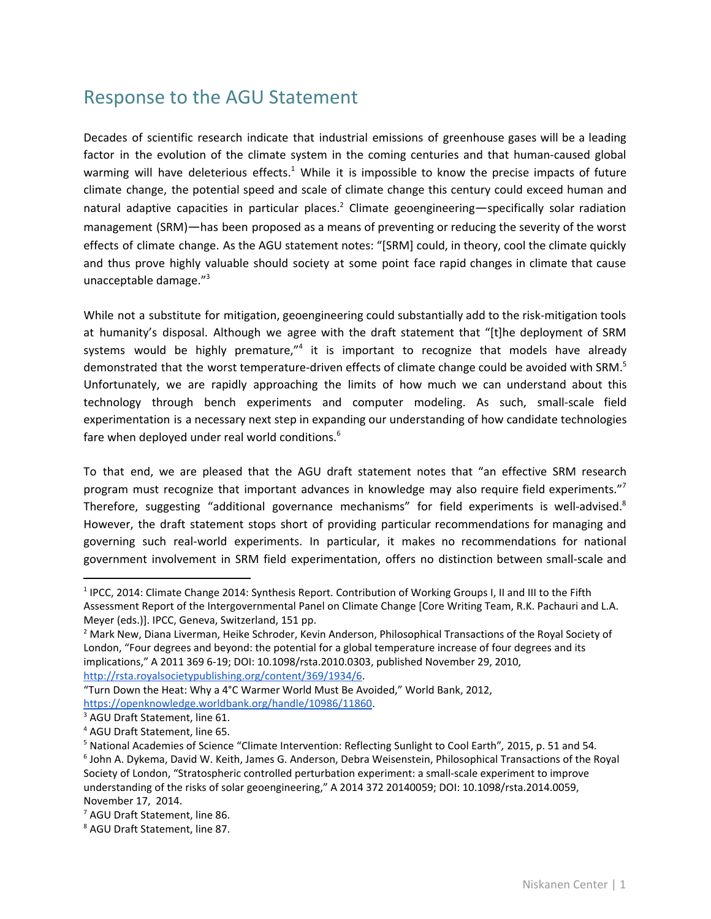## Response to the AGU Statement

Decades of scientific research indicate that industrial emissions of greenhouse gases will be a leading factor in the evolution of the climate system in the coming centuries and that human-caused global warming will have deleterious effects.[1] While it is impossible to know the precise impacts of future climate change, the potential speed and scale of climate change this century could exceed human and natural adaptive capacities in particular places.[2] Climate geoengineering—specifically solar radiation management (SRM)—has been proposed as a means of preventing or reducing the severity of the worst effects of climate change. As the AGU statement notes: "[SRM] could, in theory, cool the climate quickly and thus prove highly valuable should society at some point face rapid changes in climate that cause unacceptable damage."[3]

While not a substitute for mitigation, geoengineering could substantially add to the risk-mitigation tools at humanity's disposal. Although we agree with the draft statement that "[t]he deployment of SRM systems would be highly premature,"[4] it is important to recognize that models have already demonstrated that the worst temperature-driven effects of climate change could be avoided with SRM.[5] Unfortunately, we are rapidly approaching the limits of how much we can understand about this technology through bench experiments and computer modeling. As such, small-scale field experimentation is a necessary next step in expanding our understanding of how candidate technologies fare when deployed under real world conditions.[6]

To that end, we are pleased that the AGU draft statement notes that "an effective SRM research program must recognize that important advances in knowledge may also require field experiments."[7] Therefore, suggesting "additional governance mechanisms" for field experiments is well-advised.[8] However, the draft statement stops short of providing particular recommendations for managing and governing such real-world experiments. In particular, it makes no recommendations for national government involvement in SRM field experimentation, offers no distinction between small-scale and

---

[1] IPCC, 2014: Climate Change 2014: Synthesis Report. Contribution of Working Groups I, II and III to the Fifth Assessment Report of the Intergovernmental Panel on Climate Change [Core Writing Team, R.K. Pachauri and L.A. Meyer (eds.)]. IPCC, Geneva, Switzerland, 151 pp.

[2] Mark New, Diana Liverman, Heike Schroder, Kevin Anderson, Philosophical Transactions of the Royal Society of London, "Four degrees and beyond: the potential for a global temperature increase of four degrees and its implications," A 2011 369 6-19; DOI: 10.1098/rsta.2010.0303, published November 29, 2010, http://rsta.royalsocietypublishing.org/content/369/1934/6.
"Turn Down the Heat: Why a 4°C Warmer World Must Be Avoided," World Bank, 2012, https://openknowledge.worldbank.org/handle/10986/11860.

[3] AGU Draft Statement, line 61.

[4] AGU Draft Statement, line 65.

[5] National Academies of Science "Climate Intervention: Reflecting Sunlight to Cool Earth", 2015, p. 51 and 54.

[6] John A. Dykema, David W. Keith, James G. Anderson, Debra Weisenstein, Philosophical Transactions of the Royal Society of London, "Stratospheric controlled perturbation experiment: a small-scale experiment to improve understanding of the risks of solar geoengineering," A 2014 372 20140059; DOI: 10.1098/rsta.2014.0059, November 17, 2014.

[7] AGU Draft Statement, line 86.

[8] AGU Draft Statement, line 87.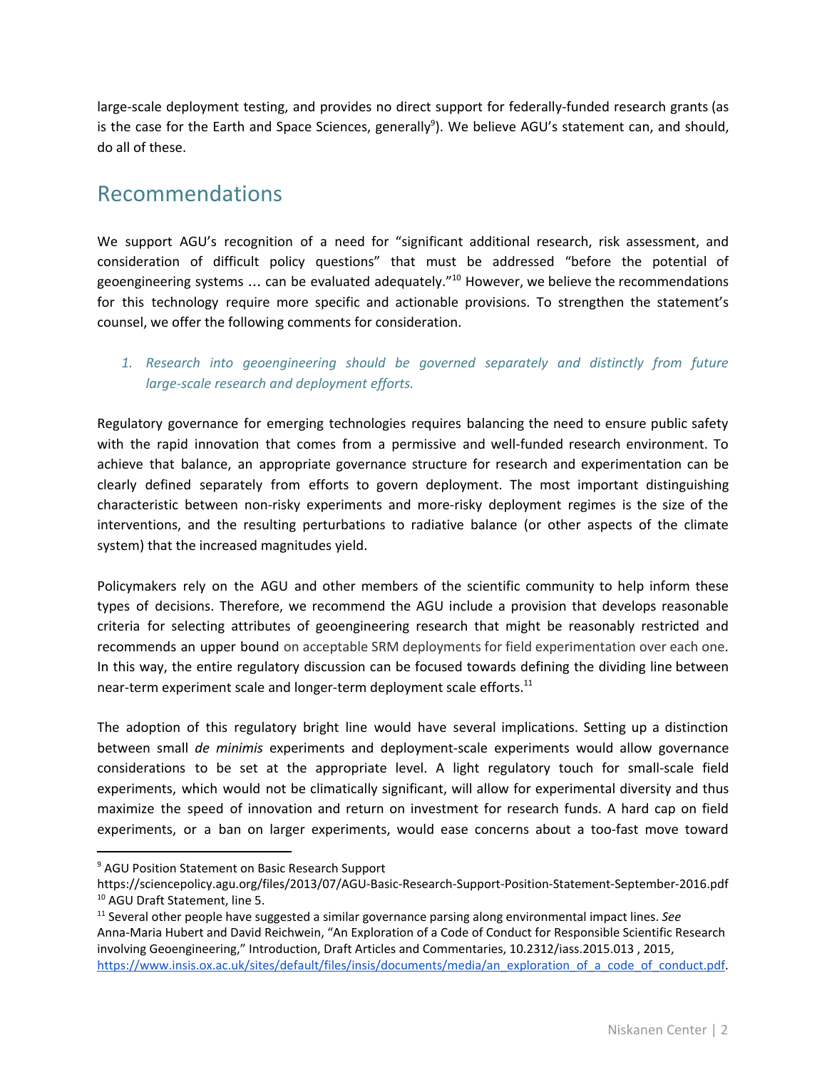large-scale deployment testing, and provides no direct support for federally-funded research grants (as is the case for the Earth and Space Sciences, generally[9]). We believe AGU's statement can, and should, do all of these.

## Recommendations

We support AGU's recognition of a need for "significant additional research, risk assessment, and consideration of difficult policy questions" that must be addressed "before the potential of geoengineering systems … can be evaluated adequately."[10] However, we believe the recommendations for this technology require more specific and actionable provisions. To strengthen the statement's counsel, we offer the following comments for consideration.

1. *Research into geoengineering should be governed separately and distinctly from future large-scale research and deployment efforts.*

Regulatory governance for emerging technologies requires balancing the need to ensure public safety with the rapid innovation that comes from a permissive and well-funded research environment. To achieve that balance, an appropriate governance structure for research and experimentation can be clearly defined separately from efforts to govern deployment. The most important distinguishing characteristic between non-risky experiments and more-risky deployment regimes is the size of the interventions, and the resulting perturbations to radiative balance (or other aspects of the climate system) that the increased magnitudes yield.

Policymakers rely on the AGU and other members of the scientific community to help inform these types of decisions. Therefore, we recommend the AGU include a provision that develops reasonable criteria for selecting attributes of geoengineering research that might be reasonably restricted and recommends an upper bound on acceptable SRM deployments for field experimentation over each one. In this way, the entire regulatory discussion can be focused towards defining the dividing line between near-term experiment scale and longer-term deployment scale efforts.[11]

The adoption of this regulatory bright line would have several implications. Setting up a distinction between small *de minimis* experiments and deployment-scale experiments would allow governance considerations to be set at the appropriate level. A light regulatory touch for small-scale field experiments, which would not be climatically significant, will allow for experimental diversity and thus maximize the speed of innovation and return on investment for research funds. A hard cap on field experiments, or a ban on larger experiments, would ease concerns about a too-fast move toward

---

[9] AGU Position Statement on Basic Research Support https://sciencepolicy.agu.org/files/2013/07/AGU-Basic-Research-Support-Position-Statement-September-2016.pdf

[10] AGU Draft Statement, line 5.

[11] Several other people have suggested a similar governance parsing along environmental impact lines. *See* Anna-Maria Hubert and David Reichwein, "An Exploration of a Code of Conduct for Responsible Scientific Research involving Geoengineering," Introduction, Draft Articles and Commentaries, 10.2312/iass.2015.013 , 2015, https://www.insis.ox.ac.uk/sites/default/files/insis/documents/media/an_exploration_of_a_code_of_conduct.pdf.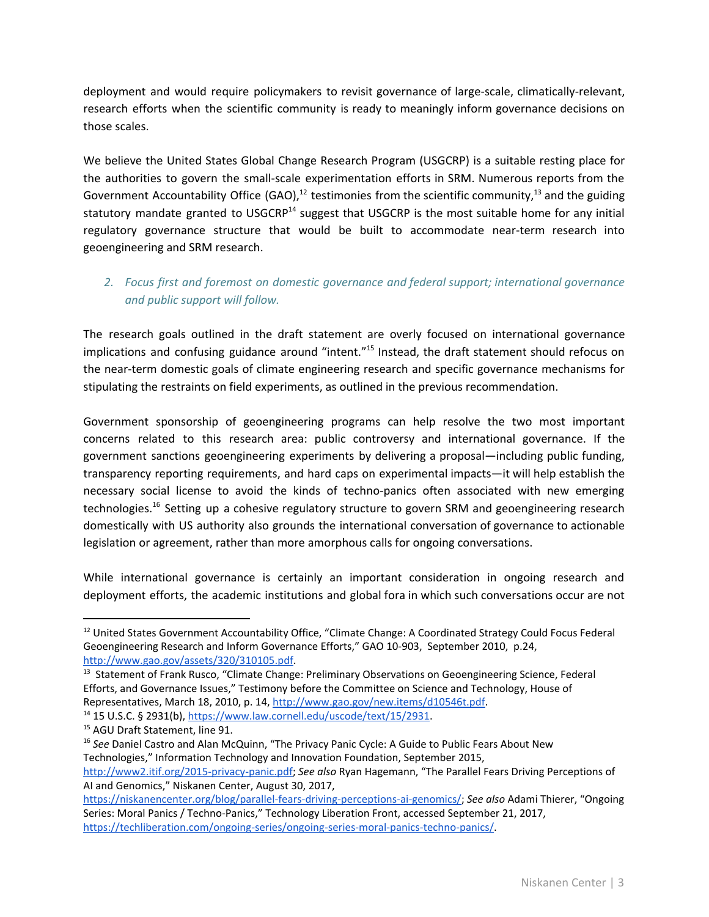deployment and would require policymakers to revisit governance of large-scale, climatically-relevant, research efforts when the scientific community is ready to meaningly inform governance decisions on those scales.

We believe the United States Global Change Research Program (USGCRP) is a suitable resting place for the authorities to govern the small-scale experimentation efforts in SRM. Numerous reports from the Government Accountability Office (GAO),[12] testimonies from the scientific community,[13] and the guiding statutory mandate granted to USGCRP[14] suggest that USGCRP is the most suitable home for any initial regulatory governance structure that would be built to accommodate near-term research into geoengineering and SRM research.

2. *Focus first and foremost on domestic governance and federal support; international governance and public support will follow.*

The research goals outlined in the draft statement are overly focused on international governance implications and confusing guidance around "intent."[15] Instead, the draft statement should refocus on the near-term domestic goals of climate engineering research and specific governance mechanisms for stipulating the restraints on field experiments, as outlined in the previous recommendation.

Government sponsorship of geoengineering programs can help resolve the two most important concerns related to this research area: public controversy and international governance. If the government sanctions geoengineering experiments by delivering a proposal—including public funding, transparency reporting requirements, and hard caps on experimental impacts—it will help establish the necessary social license to avoid the kinds of techno-panics often associated with new emerging technologies.[16] Setting up a cohesive regulatory structure to govern SRM and geoengineering research domestically with US authority also grounds the international conversation of governance to actionable legislation or agreement, rather than more amorphous calls for ongoing conversations.

While international governance is certainly an important consideration in ongoing research and deployment efforts, the academic institutions and global fora in which such conversations occur are not

---

[12] United States Government Accountability Office, "Climate Change: A Coordinated Strategy Could Focus Federal Geoengineering Research and Inform Governance Efforts," GAO 10-903, September 2010, p.24, http://www.gao.gov/assets/320/310105.pdf.

[13] Statement of Frank Rusco, "Climate Change: Preliminary Observations on Geoengineering Science, Federal Efforts, and Governance Issues," Testimony before the Committee on Science and Technology, House of Representatives, March 18, 2010, p. 14, http://www.gao.gov/new.items/d10546t.pdf.

[14] 15 U.S.C. § 2931(b), https://www.law.cornell.edu/uscode/text/15/2931.

[15] AGU Draft Statement, line 91.

[16] *See* Daniel Castro and Alan McQuinn, "The Privacy Panic Cycle: A Guide to Public Fears About New Technologies," Information Technology and Innovation Foundation, September 2015, http://www2.itif.org/2015-privacy-panic.pdf; *See also* Ryan Hagemann, "The Parallel Fears Driving Perceptions of AI and Genomics," Niskanen Center, August 30, 2017, https://niskanencenter.org/blog/parallel-fears-driving-perceptions-ai-genomics/; *See also* Adami Thierer, "Ongoing Series: Moral Panics / Techno-Panics," Technology Liberation Front, accessed September 21, 2017, https://techliberation.com/ongoing-series/ongoing-series-moral-panics-techno-panics/.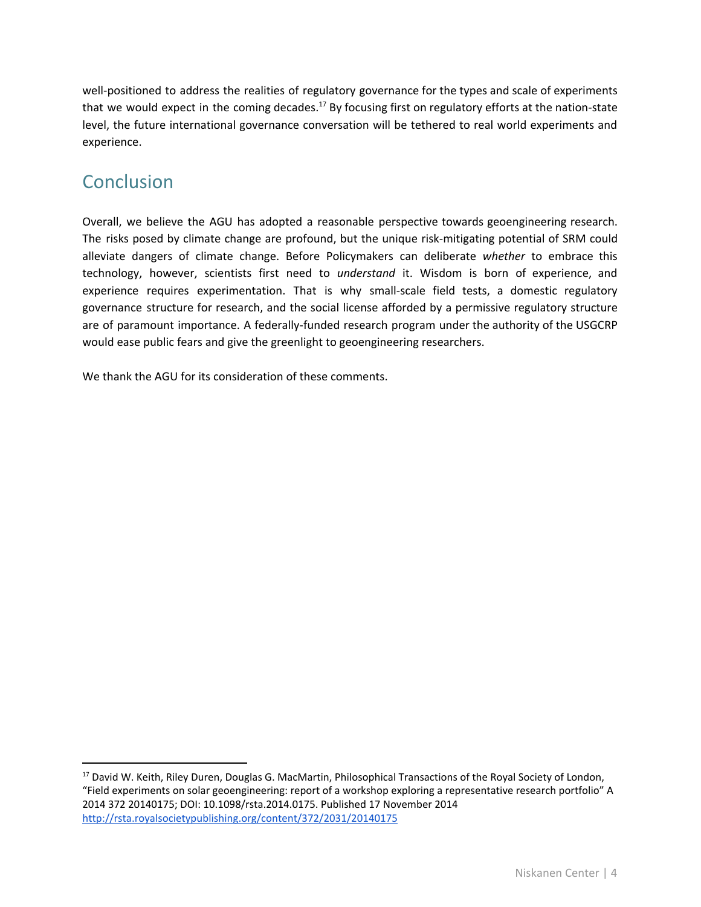well-positioned to address the realities of regulatory governance for the types and scale of experiments that we would expect in the coming decades.[17] By focusing first on regulatory efforts at the nation-state level, the future international governance conversation will be tethered to real world experiments and experience.

## Conclusion

Overall, we believe the AGU has adopted a reasonable perspective towards geoengineering research. The risks posed by climate change are profound, but the unique risk-mitigating potential of SRM could alleviate dangers of climate change. Before Policymakers can deliberate *whether* to embrace this technology, however, scientists first need to *understand* it. Wisdom is born of experience, and experience requires experimentation. That is why small-scale field tests, a domestic regulatory governance structure for research, and the social license afforded by a permissive regulatory structure are of paramount importance. A federally-funded research program under the authority of the USGCRP would ease public fears and give the greenlight to geoengineering researchers.

We thank the AGU for its consideration of these comments.

[17] David W. Keith, Riley Duren, Douglas G. MacMartin, Philosophical Transactions of the Royal Society of London, "Field experiments on solar geoengineering: report of a workshop exploring a representative research portfolio" A 2014 372 20140175; DOI: 10.1098/rsta.2014.0175. Published 17 November 2014 http://rsta.royalsocietypublishing.org/content/372/2031/20140175